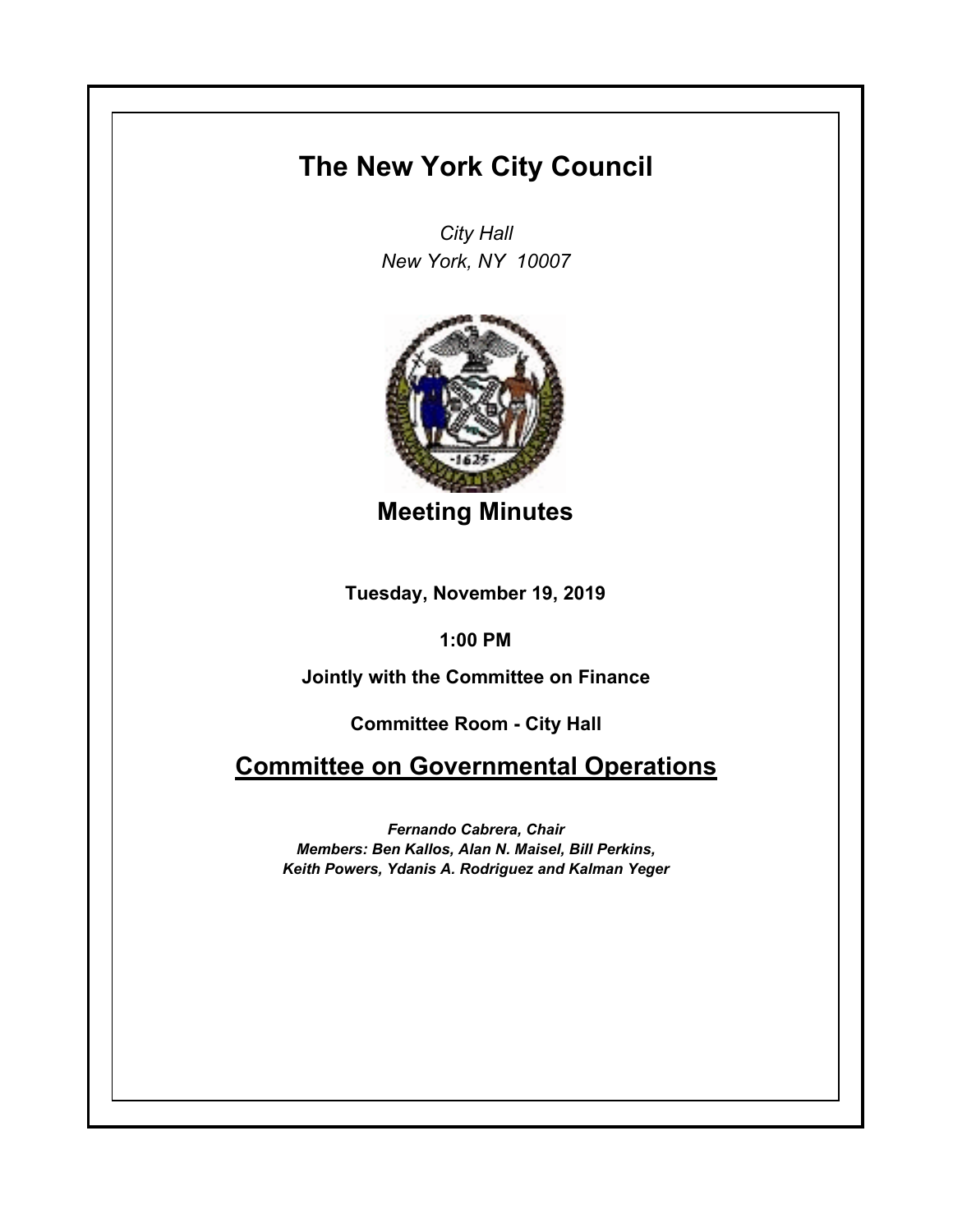# The New York City Council

*City Hall*
*New York, NY 10007*

## Meeting Minutes

**Tuesday, November 19, 2019**

**1:00 PM**

**Jointly with the Committee on Finance**

**Committee Room - City Hall**

## Committee on Governmental Operations

***Fernando Cabrera, Chair***
***Members: Ben Kallos, Alan N. Maisel, Bill Perkins, Keith Powers, Ydanis A. Rodriguez and Kalman Yeger***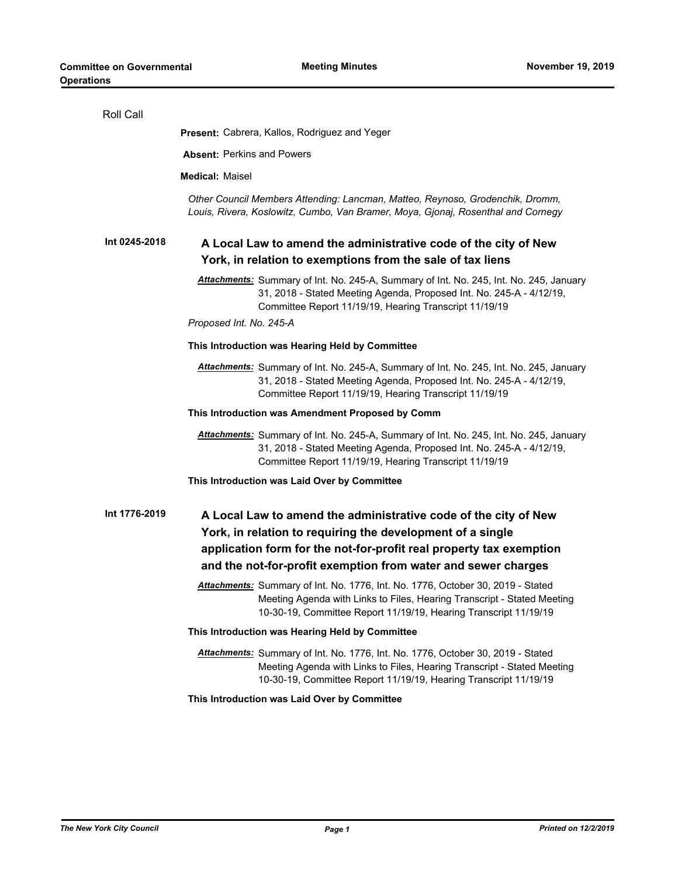Roll Call

**Present:** Cabrera, Kallos, Rodriguez and Yeger

**Absent:** Perkins and Powers

**Medical:** Maisel

*Other Council Members Attending: Lancman, Matteo, Reynoso, Grodenchik, Dromm, Louis, Rivera, Koslowitz, Cumbo, Van Bramer, Moya, Gjonaj, Rosenthal and Cornegy*

**Int 0245-2018** **A Local Law to amend the administrative code of the city of New York, in relation to exemptions from the sale of tax liens**

***Attachments:*** Summary of Int. No. 245-A, Summary of Int. No. 245, Int. No. 245, January 31, 2018 - Stated Meeting Agenda, Proposed Int. No. 245-A - 4/12/19, Committee Report 11/19/19, Hearing Transcript 11/19/19

*Proposed Int. No. 245-A*

**This Introduction was Hearing Held by Committee**

***Attachments:*** Summary of Int. No. 245-A, Summary of Int. No. 245, Int. No. 245, January 31, 2018 - Stated Meeting Agenda, Proposed Int. No. 245-A - 4/12/19, Committee Report 11/19/19, Hearing Transcript 11/19/19

**This Introduction was Amendment Proposed by Comm**

***Attachments:*** Summary of Int. No. 245-A, Summary of Int. No. 245, Int. No. 245, January 31, 2018 - Stated Meeting Agenda, Proposed Int. No. 245-A - 4/12/19, Committee Report 11/19/19, Hearing Transcript 11/19/19

**This Introduction was Laid Over by Committee**

**Int 1776-2019** **A Local Law to amend the administrative code of the city of New York, in relation to requiring the development of a single application form for the not-for-profit real property tax exemption and the not-for-profit exemption from water and sewer charges**

***Attachments:*** Summary of Int. No. 1776, Int. No. 1776, October 30, 2019 - Stated Meeting Agenda with Links to Files, Hearing Transcript - Stated Meeting 10-30-19, Committee Report 11/19/19, Hearing Transcript 11/19/19

**This Introduction was Hearing Held by Committee**

***Attachments:*** Summary of Int. No. 1776, Int. No. 1776, October 30, 2019 - Stated Meeting Agenda with Links to Files, Hearing Transcript - Stated Meeting 10-30-19, Committee Report 11/19/19, Hearing Transcript 11/19/19

**This Introduction was Laid Over by Committee**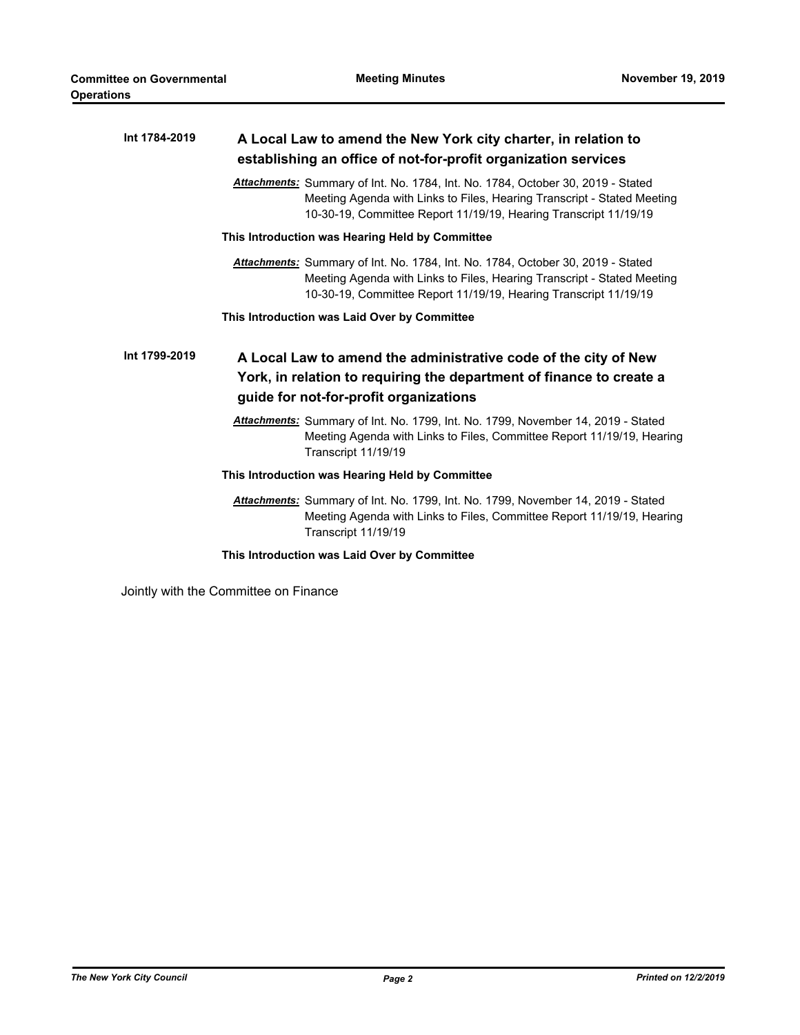**Int 1784-2019** **A Local Law to amend the New York city charter, in relation to establishing an office of not-for-profit organization services**

***Attachments:*** Summary of Int. No. 1784, Int. No. 1784, October 30, 2019 - Stated Meeting Agenda with Links to Files, Hearing Transcript - Stated Meeting 10-30-19, Committee Report 11/19/19, Hearing Transcript 11/19/19

**This Introduction was Hearing Held by Committee**

***Attachments:*** Summary of Int. No. 1784, Int. No. 1784, October 30, 2019 - Stated Meeting Agenda with Links to Files, Hearing Transcript - Stated Meeting 10-30-19, Committee Report 11/19/19, Hearing Transcript 11/19/19

**This Introduction was Laid Over by Committee**

**Int 1799-2019** **A Local Law to amend the administrative code of the city of New York, in relation to requiring the department of finance to create a guide for not-for-profit organizations**

***Attachments:*** Summary of Int. No. 1799, Int. No. 1799, November 14, 2019 - Stated Meeting Agenda with Links to Files, Committee Report 11/19/19, Hearing Transcript 11/19/19

**This Introduction was Hearing Held by Committee**

***Attachments:*** Summary of Int. No. 1799, Int. No. 1799, November 14, 2019 - Stated Meeting Agenda with Links to Files, Committee Report 11/19/19, Hearing Transcript 11/19/19

**This Introduction was Laid Over by Committee**

Jointly with the Committee on Finance